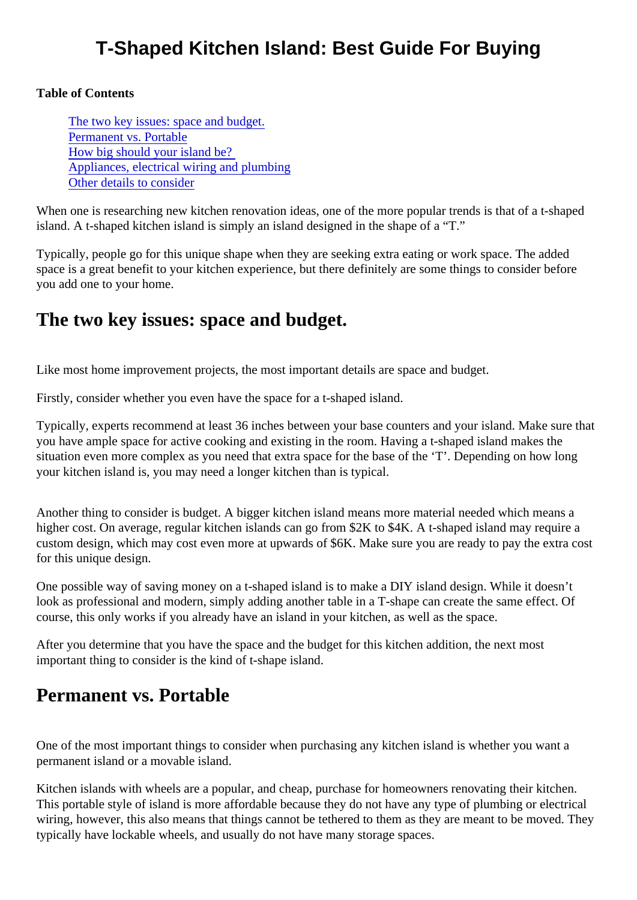# T-Shaped Kitchen Island: Best Guide For Buying

**Table of Contents**

- The two key issues: space and budget.
- Permanent vs. Portable
- How big should your island be?
- Appliances, electrical wiring and plumbing
- Other details to consider

When one is researching new kitchen renovation ideas, one of the more popular trends is that of a t-shaped island. A t-shaped kitchen island is simply an island designed in the shape of a "T."

Typically, people go for this unique shape when they are seeking extra eating or work space. The added space is a great benefit to your kitchen experience, but there definitely are some things to consider before you add one to your home.

## The two key issues: space and budget.

Like most home improvement projects, the most important details are space and budget.

Firstly, consider whether you even have the space for a t-shaped island.

Typically, experts recommend at least 36 inches between your base counters and your island. Make sure that you have ample space for active cooking and existing in the room. Having a t-shaped island makes the situation even more complex as you need that extra space for the base of the 'T'. Depending on how long your kitchen island is, you may need a longer kitchen than is typical.

Another thing to consider is budget. A bigger kitchen island means more material needed which means a higher cost. On average, regular kitchen islands can go from $2K to $4K. A t-shaped island may require a custom design, which may cost even more at upwards of $6K. Make sure you are ready to pay the extra cost for this unique design.

One possible way of saving money on a t-shaped island is to make a DIY island design. While it doesn't look as professional and modern, simply adding another table in a T-shape can create the same effect. Of course, this only works if you already have an island in your kitchen, as well as the space.

After you determine that you have the space and the budget for this kitchen addition, the next most important thing to consider is the kind of t-shape island.

## Permanent vs. Portable

One of the most important things to consider when purchasing any kitchen island is whether you want a permanent island or a movable island.

Kitchen islands with wheels are a popular, and cheap, purchase for homeowners renovating their kitchen. This portable style of island is more affordable because they do not have any type of plumbing or electrical wiring, however, this also means that things cannot be tethered to them as they are meant to be moved. They typically have lockable wheels, and usually do not have many storage spaces.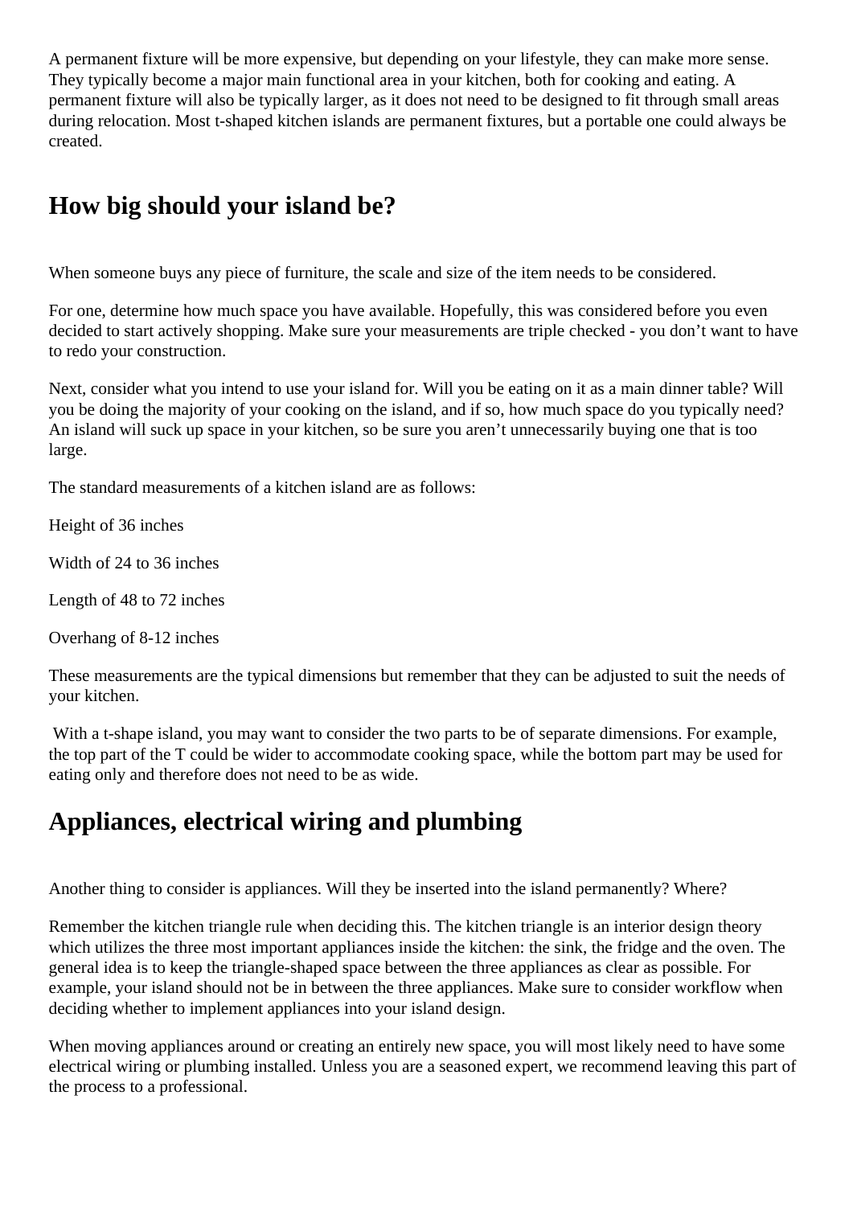A permanent fixture will be more expensive, but depending on your lifestyle, they can make more sense. They typically become a major main functional area in your kitchen, both for cooking and eating. A permanent fixture will also be typically larger, as it does not need to be designed to fit through small areas during relocation. Most t-shaped kitchen islands are permanent fixtures, but a portable one could always be created.

## How big should your island be?

When someone buys any piece of furniture, the scale and size of the item needs to be considered.

For one, determine how much space you have available. Hopefully, this was considered before you even decided to start actively shopping. Make sure your measurements are triple checked - you don't want to have to redo your construction.

Next, consider what you intend to use your island for. Will you be eating on it as a main dinner table? Will you be doing the majority of your cooking on the island, and if so, how much space do you typically need? An island will suck up space in your kitchen, so be sure you aren't unnecessarily buying one that is too large.

The standard measurements of a kitchen island are as follows:

Height of 36 inches

Width of 24 to 36 inches

Length of 48 to 72 inches

Overhang of 8-12 inches

These measurements are the typical dimensions but remember that they can be adjusted to suit the needs of your kitchen.

With a t-shape island, you may want to consider the two parts to be of separate dimensions. For example, the top part of the T could be wider to accommodate cooking space, while the bottom part may be used for eating only and therefore does not need to be as wide.

## Appliances, electrical wiring and plumbing

Another thing to consider is appliances. Will they be inserted into the island permanently? Where?

Remember the kitchen triangle rule when deciding this. The kitchen triangle is an interior design theory which utilizes the three most important appliances inside the kitchen: the sink, the fridge and the oven. The general idea is to keep the triangle-shaped space between the three appliances as clear as possible. For example, your island should not be in between the three appliances. Make sure to consider workflow when deciding whether to implement appliances into your island design.

When moving appliances around or creating an entirely new space, you will most likely need to have some electrical wiring or plumbing installed. Unless you are a seasoned expert, we recommend leaving this part of the process to a professional.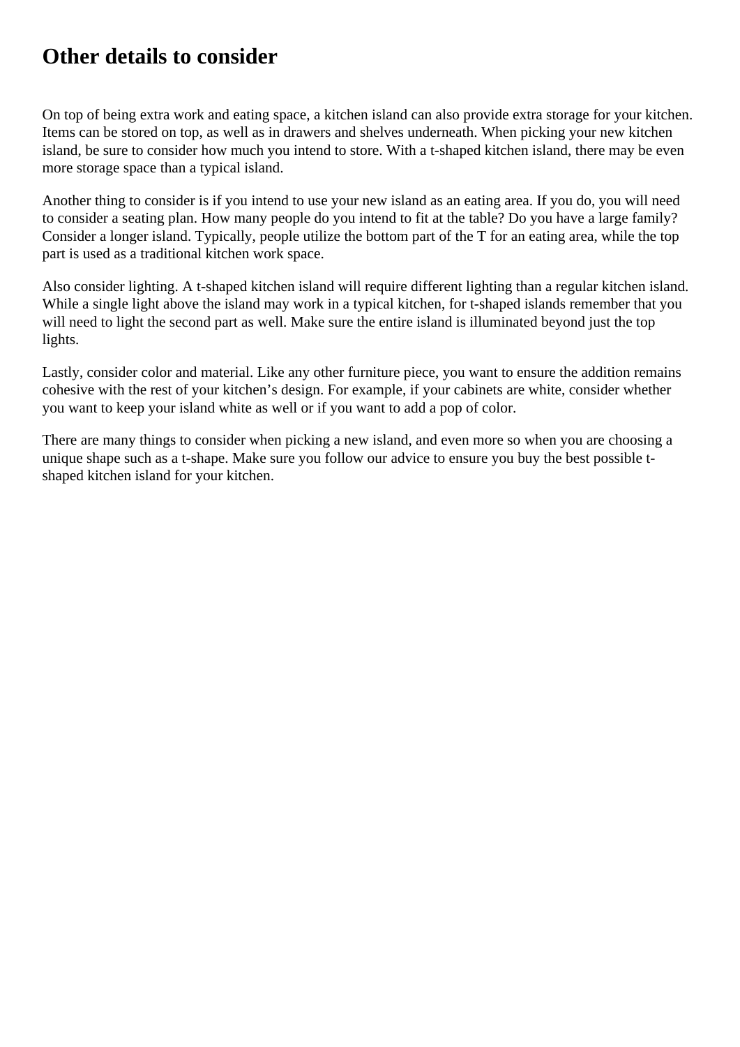# Other details to consider

On top of being extra work and eating space, a kitchen island can also provide extra storage for your kitchen. Items can be stored on top, as well as in drawers and shelves underneath. When picking your new kitchen island, be sure to consider how much you intend to store. With a t-shaped kitchen island, there may be even more storage space than a typical island.

Another thing to consider is if you intend to use your new island as an eating area. If you do, you will need to consider a seating plan. How many people do you intend to fit at the table? Do you have a large family? Consider a longer island. Typically, people utilize the bottom part of the T for an eating area, while the top part is used as a traditional kitchen work space.

Also consider lighting. A t-shaped kitchen island will require different lighting than a regular kitchen island. While a single light above the island may work in a typical kitchen, for t-shaped islands remember that you will need to light the second part as well. Make sure the entire island is illuminated beyond just the top lights.

Lastly, consider color and material. Like any other furniture piece, you want to ensure the addition remains cohesive with the rest of your kitchen's design. For example, if your cabinets are white, consider whether you want to keep your island white as well or if you want to add a pop of color.

There are many things to consider when picking a new island, and even more so when you are choosing a unique shape such as a t-shape. Make sure you follow our advice to ensure you buy the best possible t-shaped kitchen island for your kitchen.